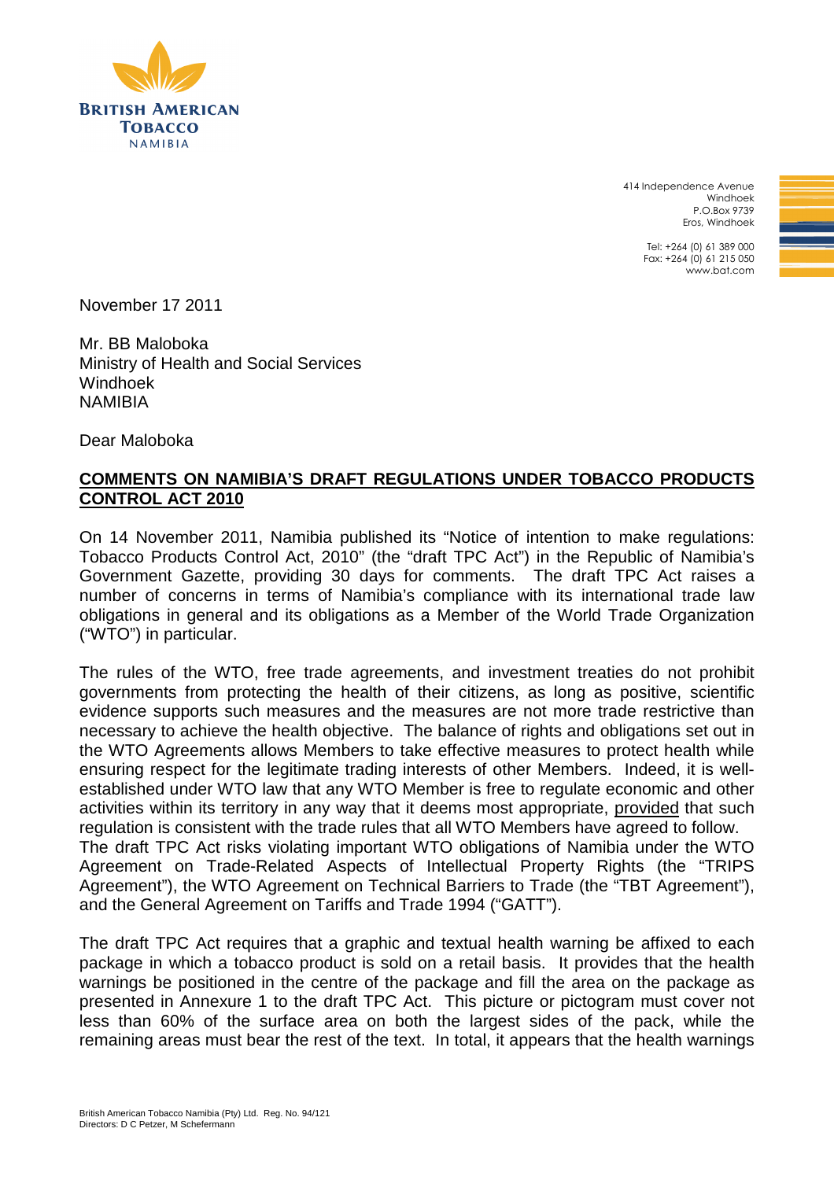BRITISH AMERICAN TOBACCO
NAMIBIA

414 Independence Avenue
Windhoek
P.O.Box 9739
Eros, Windhoek

Tel: +264 (0) 61 389 000
Fax: +264 (0) 61 215 050
www.bat.com

November 17 2011

Mr. BB Maloboka
Ministry of Health and Social Services
Windhoek
NAMIBIA

Dear Maloboka

**COMMENTS ON NAMIBIA'S DRAFT REGULATIONS UNDER TOBACCO PRODUCTS CONTROL ACT 2010**

On 14 November 2011, Namibia published its "Notice of intention to make regulations: Tobacco Products Control Act, 2010" (the "draft TPC Act") in the Republic of Namibia's Government Gazette, providing 30 days for comments. The draft TPC Act raises a number of concerns in terms of Namibia's compliance with its international trade law obligations in general and its obligations as a Member of the World Trade Organization ("WTO") in particular.

The rules of the WTO, free trade agreements, and investment treaties do not prohibit governments from protecting the health of their citizens, as long as positive, scientific evidence supports such measures and the measures are not more trade restrictive than necessary to achieve the health objective. The balance of rights and obligations set out in the WTO Agreements allows Members to take effective measures to protect health while ensuring respect for the legitimate trading interests of other Members. Indeed, it is well-established under WTO law that any WTO Member is free to regulate economic and other activities within its territory in any way that it deems most appropriate, provided that such regulation is consistent with the trade rules that all WTO Members have agreed to follow. The draft TPC Act risks violating important WTO obligations of Namibia under the WTO Agreement on Trade-Related Aspects of Intellectual Property Rights (the "TRIPS Agreement"), the WTO Agreement on Technical Barriers to Trade (the "TBT Agreement"), and the General Agreement on Tariffs and Trade 1994 ("GATT").

The draft TPC Act requires that a graphic and textual health warning be affixed to each package in which a tobacco product is sold on a retail basis. It provides that the health warnings be positioned in the centre of the package and fill the area on the package as presented in Annexure 1 to the draft TPC Act. This picture or pictogram must cover not less than 60% of the surface area on both the largest sides of the pack, while the remaining areas must bear the rest of the text. In total, it appears that the health warnings

British American Tobacco Namibia (Pty) Ltd. Reg. No. 94/121
Directors: D C Petzer, M Schefermann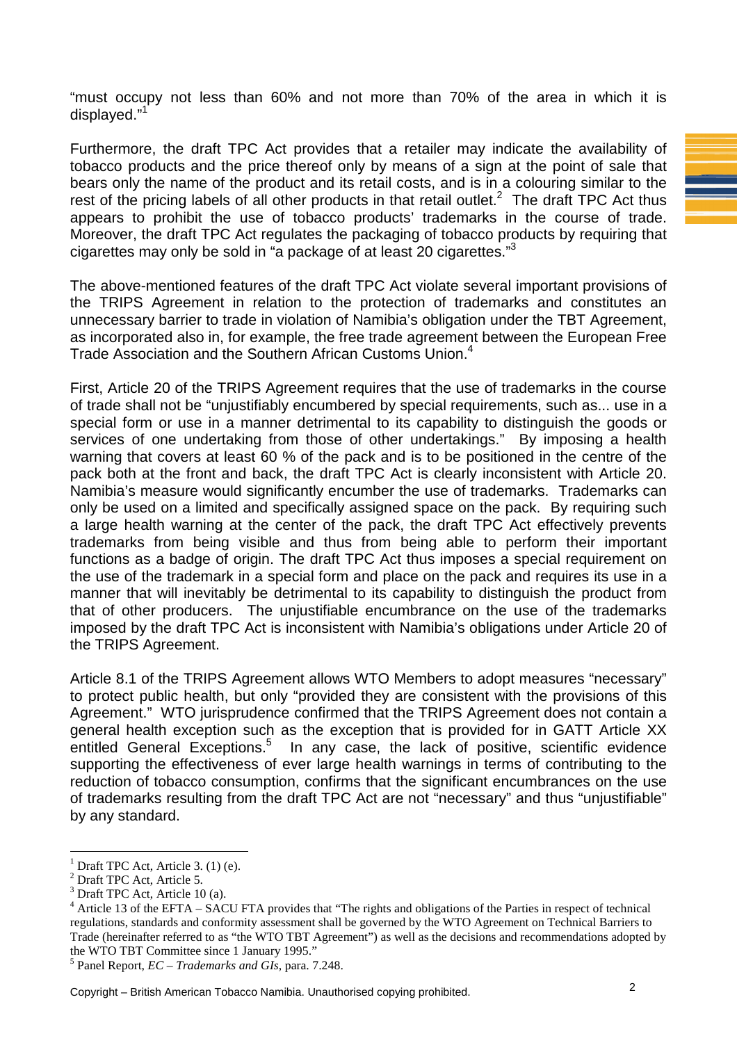"must occupy not less than 60% and not more than 70% of the area in which it is displayed."[1]

Furthermore, the draft TPC Act provides that a retailer may indicate the availability of tobacco products and the price thereof only by means of a sign at the point of sale that bears only the name of the product and its retail costs, and is in a colouring similar to the rest of the pricing labels of all other products in that retail outlet.[2] The draft TPC Act thus appears to prohibit the use of tobacco products' trademarks in the course of trade. Moreover, the draft TPC Act regulates the packaging of tobacco products by requiring that cigarettes may only be sold in "a package of at least 20 cigarettes."[3]

The above-mentioned features of the draft TPC Act violate several important provisions of the TRIPS Agreement in relation to the protection of trademarks and constitutes an unnecessary barrier to trade in violation of Namibia's obligation under the TBT Agreement, as incorporated also in, for example, the free trade agreement between the European Free Trade Association and the Southern African Customs Union.[4]

First, Article 20 of the TRIPS Agreement requires that the use of trademarks in the course of trade shall not be "unjustifiably encumbered by special requirements, such as... use in a special form or use in a manner detrimental to its capability to distinguish the goods or services of one undertaking from those of other undertakings." By imposing a health warning that covers at least 60 % of the pack and is to be positioned in the centre of the pack both at the front and back, the draft TPC Act is clearly inconsistent with Article 20. Namibia's measure would significantly encumber the use of trademarks. Trademarks can only be used on a limited and specifically assigned space on the pack. By requiring such a large health warning at the center of the pack, the draft TPC Act effectively prevents trademarks from being visible and thus from being able to perform their important functions as a badge of origin. The draft TPC Act thus imposes a special requirement on the use of the trademark in a special form and place on the pack and requires its use in a manner that will inevitably be detrimental to its capability to distinguish the product from that of other producers. The unjustifiable encumbrance on the use of the trademarks imposed by the draft TPC Act is inconsistent with Namibia's obligations under Article 20 of the TRIPS Agreement.

Article 8.1 of the TRIPS Agreement allows WTO Members to adopt measures "necessary" to protect public health, but only "provided they are consistent with the provisions of this Agreement." WTO jurisprudence confirmed that the TRIPS Agreement does not contain a general health exception such as the exception that is provided for in GATT Article XX entitled General Exceptions.[5] In any case, the lack of positive, scientific evidence supporting the effectiveness of ever large health warnings in terms of contributing to the reduction of tobacco consumption, confirms that the significant encumbrances on the use of trademarks resulting from the draft TPC Act are not "necessary" and thus "unjustifiable" by any standard.

---

[1] Draft TPC Act, Article 3. (1) (e).

[2] Draft TPC Act, Article 5.

[3] Draft TPC Act, Article 10 (a).

[4] Article 13 of the EFTA – SACU FTA provides that "The rights and obligations of the Parties in respect of technical regulations, standards and conformity assessment shall be governed by the WTO Agreement on Technical Barriers to Trade (hereinafter referred to as "the WTO TBT Agreement") as well as the decisions and recommendations adopted by the WTO TBT Committee since 1 January 1995."

[5] Panel Report, *EC – Trademarks and GIs*, para. 7.248.

Copyright – British American Tobacco Namibia. Unauthorised copying prohibited.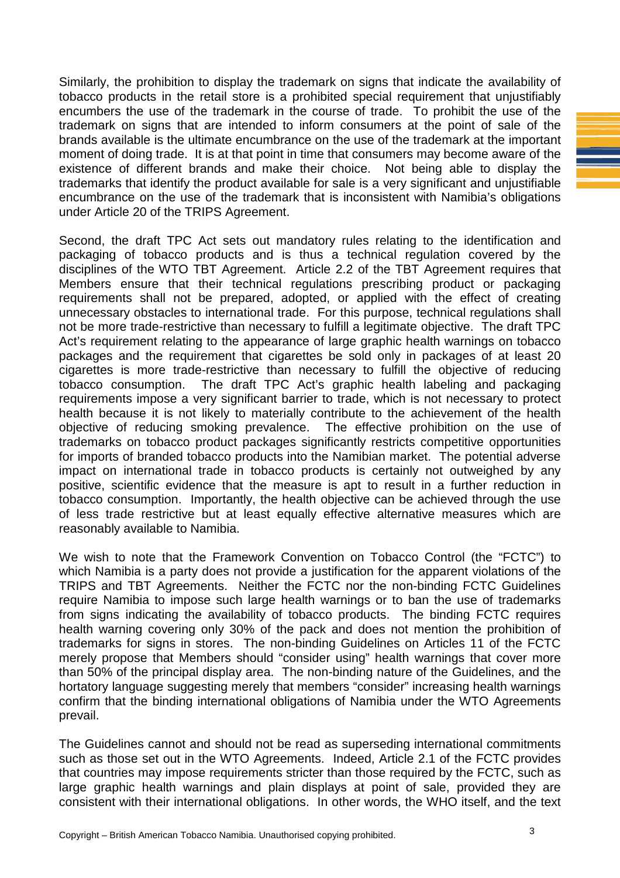Similarly, the prohibition to display the trademark on signs that indicate the availability of tobacco products in the retail store is a prohibited special requirement that unjustifiably encumbers the use of the trademark in the course of trade. To prohibit the use of the trademark on signs that are intended to inform consumers at the point of sale of the brands available is the ultimate encumbrance on the use of the trademark at the important moment of doing trade. It is at that point in time that consumers may become aware of the existence of different brands and make their choice. Not being able to display the trademarks that identify the product available for sale is a very significant and unjustifiable encumbrance on the use of the trademark that is inconsistent with Namibia's obligations under Article 20 of the TRIPS Agreement.

Second, the draft TPC Act sets out mandatory rules relating to the identification and packaging of tobacco products and is thus a technical regulation covered by the disciplines of the WTO TBT Agreement. Article 2.2 of the TBT Agreement requires that Members ensure that their technical regulations prescribing product or packaging requirements shall not be prepared, adopted, or applied with the effect of creating unnecessary obstacles to international trade. For this purpose, technical regulations shall not be more trade-restrictive than necessary to fulfill a legitimate objective. The draft TPC Act's requirement relating to the appearance of large graphic health warnings on tobacco packages and the requirement that cigarettes be sold only in packages of at least 20 cigarettes is more trade-restrictive than necessary to fulfill the objective of reducing tobacco consumption. The draft TPC Act's graphic health labeling and packaging requirements impose a very significant barrier to trade, which is not necessary to protect health because it is not likely to materially contribute to the achievement of the health objective of reducing smoking prevalence. The effective prohibition on the use of trademarks on tobacco product packages significantly restricts competitive opportunities for imports of branded tobacco products into the Namibian market. The potential adverse impact on international trade in tobacco products is certainly not outweighed by any positive, scientific evidence that the measure is apt to result in a further reduction in tobacco consumption. Importantly, the health objective can be achieved through the use of less trade restrictive but at least equally effective alternative measures which are reasonably available to Namibia.

We wish to note that the Framework Convention on Tobacco Control (the "FCTC") to which Namibia is a party does not provide a justification for the apparent violations of the TRIPS and TBT Agreements. Neither the FCTC nor the non-binding FCTC Guidelines require Namibia to impose such large health warnings or to ban the use of trademarks from signs indicating the availability of tobacco products. The binding FCTC requires health warning covering only 30% of the pack and does not mention the prohibition of trademarks for signs in stores. The non-binding Guidelines on Articles 11 of the FCTC merely propose that Members should "consider using" health warnings that cover more than 50% of the principal display area. The non-binding nature of the Guidelines, and the hortatory language suggesting merely that members "consider" increasing health warnings confirm that the binding international obligations of Namibia under the WTO Agreements prevail.

The Guidelines cannot and should not be read as superseding international commitments such as those set out in the WTO Agreements. Indeed, Article 2.1 of the FCTC provides that countries may impose requirements stricter than those required by the FCTC, such as large graphic health warnings and plain displays at point of sale, provided they are consistent with their international obligations. In other words, the WHO itself, and the text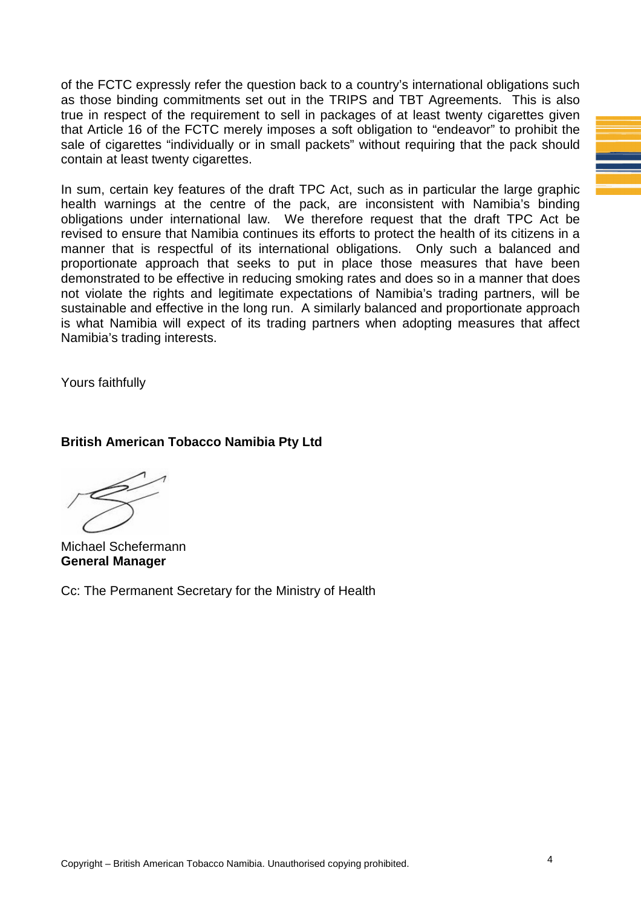of the FCTC expressly refer the question back to a country's international obligations such as those binding commitments set out in the TRIPS and TBT Agreements. This is also true in respect of the requirement to sell in packages of at least twenty cigarettes given that Article 16 of the FCTC merely imposes a soft obligation to "endeavor" to prohibit the sale of cigarettes "individually or in small packets" without requiring that the pack should contain at least twenty cigarettes.

In sum, certain key features of the draft TPC Act, such as in particular the large graphic health warnings at the centre of the pack, are inconsistent with Namibia's binding obligations under international law. We therefore request that the draft TPC Act be revised to ensure that Namibia continues its efforts to protect the health of its citizens in a manner that is respectful of its international obligations. Only such a balanced and proportionate approach that seeks to put in place those measures that have been demonstrated to be effective in reducing smoking rates and does so in a manner that does not violate the rights and legitimate expectations of Namibia's trading partners, will be sustainable and effective in the long run. A similarly balanced and proportionate approach is what Namibia will expect of its trading partners when adopting measures that affect Namibia's trading interests.

Yours faithfully

**British American Tobacco Namibia Pty Ltd**

Michael Schefermann
**General Manager**

Cc: The Permanent Secretary for the Ministry of Health

Copyright – British American Tobacco Namibia. Unauthorised copying prohibited.